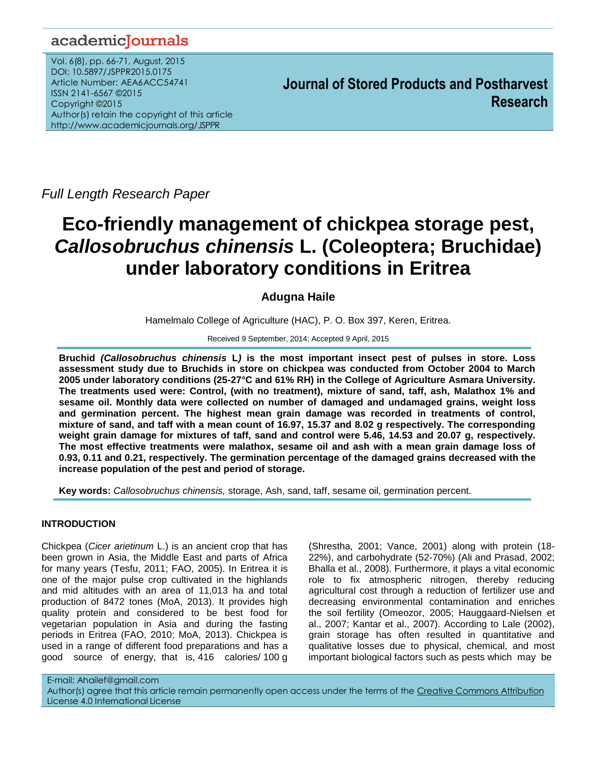*Full Length Research Paper*

# Eco-friendly management of chickpea storage pest, *Callosobruchus chinensis* L. (Coleoptera; Bruchidae) under laboratory conditions in Eritrea

**Adugna Haile**

Hamelmalo College of Agriculture (HAC), P. O. Box 397, Keren, Eritrea.

Received 9 September, 2014; Accepted 9 April, 2015

**Bruchid *(Callosobruchus chinensis* L*)* is the most important insect pest of pulses in store. Loss assessment study due to Bruchids in store on chickpea was conducted from October 2004 to March 2005 under laboratory conditions (25-27°C and 61% RH) in the College of Agriculture Asmara University. The treatments used were: Control, (with no treatment), mixture of sand, taff, ash, Malathox 1% and sesame oil. Monthly data were collected on number of damaged and undamaged grains, weight loss and germination percent. The highest mean grain damage was recorded in treatments of control, mixture of sand, and taff with a mean count of 16.97, 15.37 and 8.02 g respectively. The corresponding weight grain damage for mixtures of taff, sand and control were 5.46, 14.53 and 20.07 g, respectively. The most effective treatments were malathox, sesame oil and ash with a mean grain damage loss of 0.93, 0.11 and 0.21, respectively. The germination percentage of the damaged grains decreased with the increase population of the pest and period of storage.**

**Key words:** *Callosobruchus chinensis,* storage, Ash, sand, taff, sesame oil, germination percent.

## INTRODUCTION

Chickpea (*Cicer arietinum* L.) is an ancient crop that has been grown in Asia, the Middle East and parts of Africa for many years (Tesfu, 2011; FAO, 2005). In Eritrea it is one of the major pulse crop cultivated in the highlands and mid altitudes with an area of 11,013 ha and total production of 8472 tones (MoA, 2013). It provides high quality protein and considered to be best food for vegetarian population in Asia and during the fasting periods in Eritrea (FAO, 2010; MoA, 2013). Chickpea is used in a range of different food preparations and has a good source of energy, that is, 416 calories/ 100 g (Shrestha, 2001; Vance, 2001) along with protein (18-22%), and carbohydrate (52-70%) (Ali and Prasad, 2002; Bhalla et al., 2008). Furthermore, it plays a vital economic role to fix atmospheric nitrogen, thereby reducing agricultural cost through a reduction of fertilizer use and decreasing environmental contamination and enriches the soil fertility (Omeozor, 2005; Hauggaard-Nielsen et al., 2007; Kantar et al., 2007). According to Lale (2002), grain storage has often resulted in quantitative and qualitative losses due to physical, chemical, and most important biological factors such as pests which may be

E-mail: Ahailef@gmail.com

Author(s) agree that this article remain permanently open access under the terms of the Creative Commons Attribution License 4.0 International License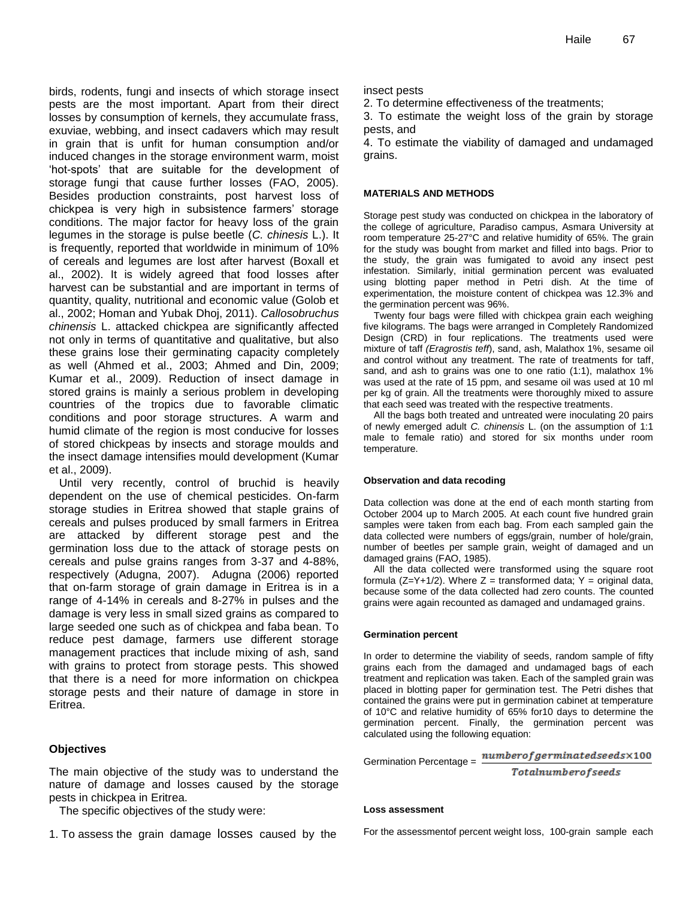birds, rodents, fungi and insects of which storage insect pests are the most important. Apart from their direct losses by consumption of kernels, they accumulate frass, exuviae, webbing, and insect cadavers which may result in grain that is unfit for human consumption and/or induced changes in the storage environment warm, moist 'hot-spots' that are suitable for the development of storage fungi that cause further losses (FAO, 2005). Besides production constraints, post harvest loss of chickpea is very high in subsistence farmers' storage conditions. The major factor for heavy loss of the grain legumes in the storage is pulse beetle (*C. chinesis* L.). It is frequently, reported that worldwide in minimum of 10% of cereals and legumes are lost after harvest (Boxall et al., 2002). It is widely agreed that food losses after harvest can be substantial and are important in terms of quantity, quality, nutritional and economic value (Golob et al., 2002; Homan and Yubak Dhoj, 2011). *Callosobruchus chinensis* L. attacked chickpea are significantly affected not only in terms of quantitative and qualitative, but also these grains lose their germinating capacity completely as well (Ahmed et al., 2003; Ahmed and Din, 2009; Kumar et al., 2009). Reduction of insect damage in stored grains is mainly a serious problem in developing countries of the tropics due to favorable climatic conditions and poor storage structures. A warm and humid climate of the region is most conducive for losses of stored chickpeas by insects and storage moulds and the insect damage intensifies mould development (Kumar et al., 2009).

Until very recently, control of bruchid is heavily dependent on the use of chemical pesticides. On-farm storage studies in Eritrea showed that staple grains of cereals and pulses produced by small farmers in Eritrea are attacked by different storage pest and the germination loss due to the attack of storage pests on cereals and pulse grains ranges from 3-37 and 4-88%, respectively (Adugna, 2007). Adugna (2006) reported that on-farm storage of grain damage in Eritrea is in a range of 4-14% in cereals and 8-27% in pulses and the damage is very less in small sized grains as compared to large seeded one such as of chickpea and faba bean. To reduce pest damage, farmers use different storage management practices that include mixing of ash, sand with grains to protect from storage pests. This showed that there is a need for more information on chickpea storage pests and their nature of damage in store in Eritrea.

## Objectives

The main objective of the study was to understand the nature of damage and losses caused by the storage pests in chickpea in Eritrea.

The specific objectives of the study were:

1. To assess the grain damage losses caused by the insect pests
2. To determine effectiveness of the treatments;
3. To estimate the weight loss of the grain by storage pests, and
4. To estimate the viability of damaged and undamaged grains.

## MATERIALS AND METHODS

Storage pest study was conducted on chickpea in the laboratory of the college of agriculture, Paradiso campus, Asmara University at room temperature 25-27°C and relative humidity of 65%. The grain for the study was bought from market and filled into bags. Prior to the study, the grain was fumigated to avoid any insect pest infestation. Similarly, initial germination percent was evaluated using blotting paper method in Petri dish. At the time of experimentation, the moisture content of chickpea was 12.3% and the germination percent was 96%.

Twenty four bags were filled with chickpea grain each weighing five kilograms. The bags were arranged in Completely Randomized Design (CRD) in four replications. The treatments used were mixture of taff *(Eragrostis teff*), sand, ash, Malathox 1%, sesame oil and control without any treatment. The rate of treatments for taff, sand, and ash to grains was one to one ratio (1:1), malathox 1% was used at the rate of 15 ppm, and sesame oil was used at 10 ml per kg of grain. All the treatments were thoroughly mixed to assure that each seed was treated with the respective treatments.

All the bags both treated and untreated were inoculating 20 pairs of newly emerged adult *C. chinensis* L. (on the assumption of 1:1 male to female ratio) and stored for six months under room temperature.

### Observation and data recoding

Data collection was done at the end of each month starting from October 2004 up to March 2005. At each count five hundred grain samples were taken from each bag. From each sampled gain the data collected were numbers of eggs/grain, number of hole/grain, number of beetles per sample grain, weight of damaged and un damaged grains (FAO, 1985).

All the data collected were transformed using the square root formula ($Z=Y+1/2$). Where $Z$ = transformed data; $Y$ = original data, because some of the data collected had zero counts. The counted grains were again recounted as damaged and undamaged grains.

### Germination percent

In order to determine the viability of seeds, random sample of fifty grains each from the damaged and undamaged bags of each treatment and replication was taken. Each of the sampled grain was placed in blotting paper for germination test. The Petri dishes that contained the grains were put in germination cabinet at temperature of 10°C and relative humidity of 65% for10 days to determine the germination percent. Finally, the germination percent was calculated using the following equation:

$$\text{Germination Percentage} = \frac{numberofgerminatedseeds \times 100}{Totalnumberofseeds}$$

### Loss assessment

For the assessmentof percent weight loss, 100-grain sample each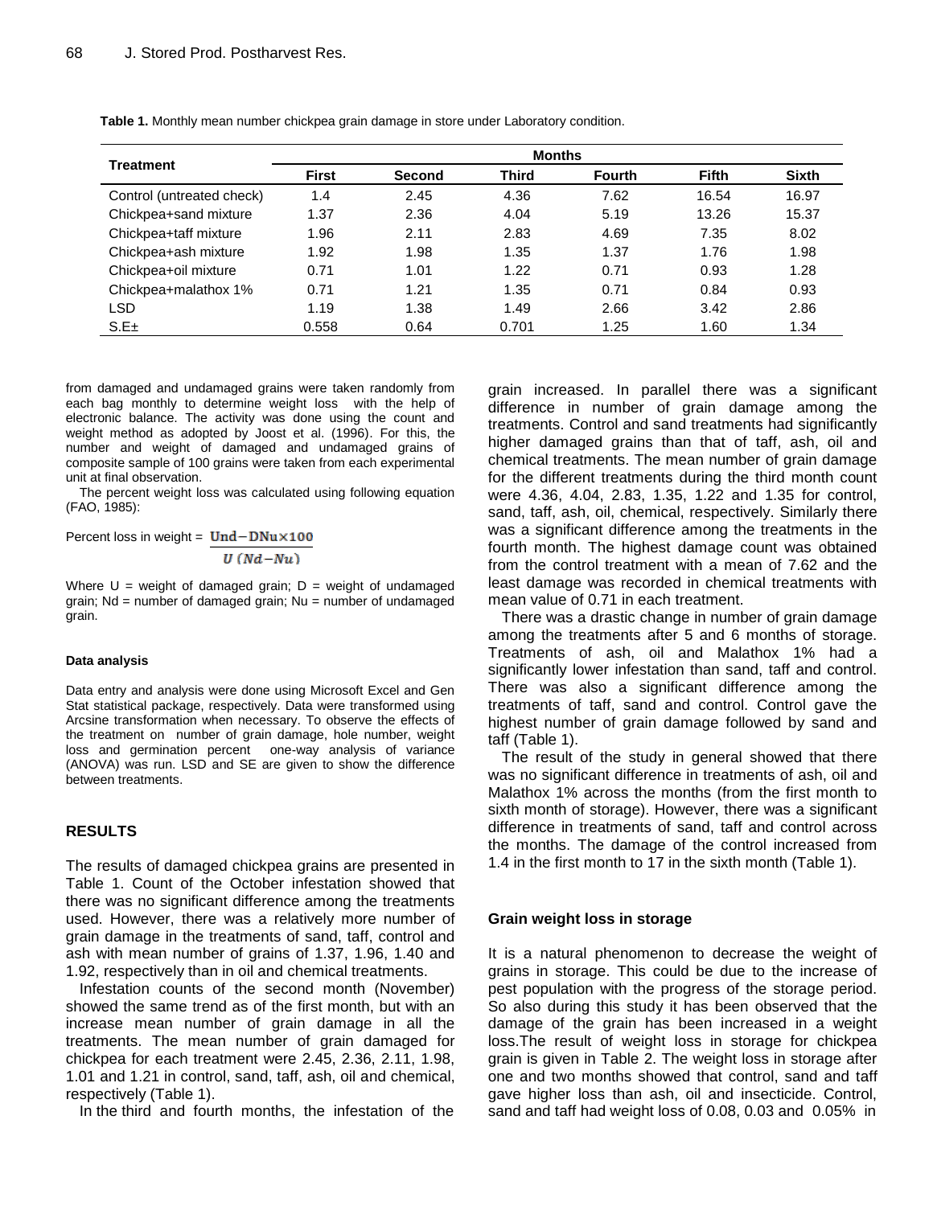**Table 1.** Monthly mean number chickpea grain damage in store under Laboratory condition.

| Treatment | Months | | | | | |
|---|---|---|---|---|---|---|
| | First | Second | Third | Fourth | Fifth | Sixth |
| Control (untreated check) | 1.4 | 2.45 | 4.36 | 7.62 | 16.54 | 16.97 |
| Chickpea+sand mixture | 1.37 | 2.36 | 4.04 | 5.19 | 13.26 | 15.37 |
| Chickpea+taff mixture | 1.96 | 2.11 | 2.83 | 4.69 | 7.35 | 8.02 |
| Chickpea+ash mixture | 1.92 | 1.98 | 1.35 | 1.37 | 1.76 | 1.98 |
| Chickpea+oil mixture | 0.71 | 1.01 | 1.22 | 0.71 | 0.93 | 1.28 |
| Chickpea+malathox 1% | 0.71 | 1.21 | 1.35 | 0.71 | 0.84 | 0.93 |
| LSD | 1.19 | 1.38 | 1.49 | 2.66 | 3.42 | 2.86 |
| S.E± | 0.558 | 0.64 | 0.701 | 1.25 | 1.60 | 1.34 |

from damaged and undamaged grains were taken randomly from each bag monthly to determine weight loss with the help of electronic balance. The activity was done using the count and weight method as adopted by Joost et al. (1996). For this, the number and weight of damaged and undamaged grains of composite sample of 100 grains were taken from each experimental unit at final observation.

The percent weight loss was calculated using following equation (FAO, 1985):

$$\text{Percent loss in weight} = \frac{\text{Und} - \text{DNu} \times 100}{U\,(Nd - Nu)}$$

Where U = weight of damaged grain; D = weight of undamaged grain; Nd = number of damaged grain; Nu = number of undamaged grain.

#### Data analysis

Data entry and analysis were done using Microsoft Excel and Gen Stat statistical package, respectively. Data were transformed using Arcsine transformation when necessary. To observe the effects of the treatment on number of grain damage, hole number, weight loss and germination percent one-way analysis of variance (ANOVA) was run. LSD and SE are given to show the difference between treatments.

## RESULTS

The results of damaged chickpea grains are presented in Table 1. Count of the October infestation showed that there was no significant difference among the treatments used. However, there was a relatively more number of grain damage in the treatments of sand, taff, control and ash with mean number of grains of 1.37, 1.96, 1.40 and 1.92, respectively than in oil and chemical treatments.

Infestation counts of the second month (November) showed the same trend as of the first month, but with an increase mean number of grain damage in all the treatments. The mean number of grain damaged for chickpea for each treatment were 2.45, 2.36, 2.11, 1.98, 1.01 and 1.21 in control, sand, taff, ash, oil and chemical, respectively (Table 1).

In the third and fourth months, the infestation of the grain increased. In parallel there was a significant difference in number of grain damage among the treatments. Control and sand treatments had significantly higher damaged grains than that of taff, ash, oil and chemical treatments. The mean number of grain damage for the different treatments during the third month count were 4.36, 4.04, 2.83, 1.35, 1.22 and 1.35 for control, sand, taff, ash, oil, chemical, respectively. Similarly there was a significant difference among the treatments in the fourth month. The highest damage count was obtained from the control treatment with a mean of 7.62 and the least damage was recorded in chemical treatments with mean value of 0.71 in each treatment.

There was a drastic change in number of grain damage among the treatments after 5 and 6 months of storage. Treatments of ash, oil and Malathox 1% had a significantly lower infestation than sand, taff and control. There was also a significant difference among the treatments of taff, sand and control. Control gave the highest number of grain damage followed by sand and taff (Table 1).

The result of the study in general showed that there was no significant difference in treatments of ash, oil and Malathox 1% across the months (from the first month to sixth month of storage). However, there was a significant difference in treatments of sand, taff and control across the months. The damage of the control increased from 1.4 in the first month to 17 in the sixth month (Table 1).

### Grain weight loss in storage

It is a natural phenomenon to decrease the weight of grains in storage. This could be due to the increase of pest population with the progress of the storage period. So also during this study it has been observed that the damage of the grain has been increased in a weight loss.The result of weight loss in storage for chickpea grain is given in Table 2. The weight loss in storage after one and two months showed that control, sand and taff gave higher loss than ash, oil and insecticide. Control, sand and taff had weight loss of 0.08, 0.03 and 0.05% in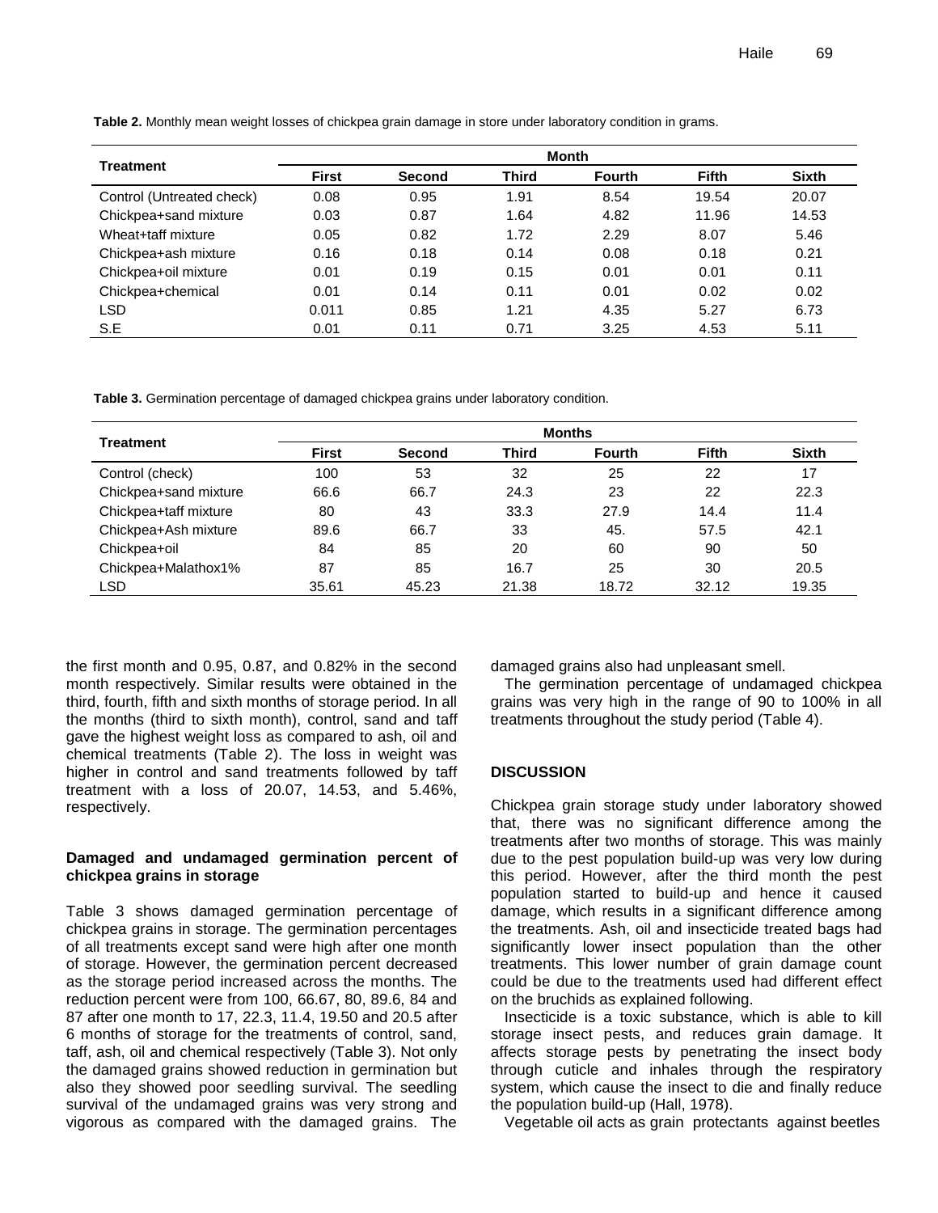**Table 2.** Monthly mean weight losses of chickpea grain damage in store under laboratory condition in grams.

| Treatment | Month | | | | | |
|---|---|---|---|---|---|---|
| | **First** | **Second** | **Third** | **Fourth** | **Fifth** | **Sixth** |
| Control (Untreated check) | 0.08 | 0.95 | 1.91 | 8.54 | 19.54 | 20.07 |
| Chickpea+sand mixture | 0.03 | 0.87 | 1.64 | 4.82 | 11.96 | 14.53 |
| Wheat+taff mixture | 0.05 | 0.82 | 1.72 | 2.29 | 8.07 | 5.46 |
| Chickpea+ash mixture | 0.16 | 0.18 | 0.14 | 0.08 | 0.18 | 0.21 |
| Chickpea+oil mixture | 0.01 | 0.19 | 0.15 | 0.01 | 0.01 | 0.11 |
| Chickpea+chemical | 0.01 | 0.14 | 0.11 | 0.01 | 0.02 | 0.02 |
| LSD | 0.011 | 0.85 | 1.21 | 4.35 | 5.27 | 6.73 |
| S.E | 0.01 | 0.11 | 0.71 | 3.25 | 4.53 | 5.11 |

**Table 3.** Germination percentage of damaged chickpea grains under laboratory condition.

| Treatment | Months | | | | | |
|---|---|---|---|---|---|---|
| | **First** | **Second** | **Third** | **Fourth** | **Fifth** | **Sixth** |
| Control (check) | 100 | 53 | 32 | 25 | 22 | 17 |
| Chickpea+sand mixture | 66.6 | 66.7 | 24.3 | 23 | 22 | 22.3 |
| Chickpea+taff mixture | 80 | 43 | 33.3 | 27.9 | 14.4 | 11.4 |
| Chickpea+Ash mixture | 89.6 | 66.7 | 33 | 45. | 57.5 | 42.1 |
| Chickpea+oil | 84 | 85 | 20 | 60 | 90 | 50 |
| Chickpea+Malathox1% | 87 | 85 | 16.7 | 25 | 30 | 20.5 |
| LSD | 35.61 | 45.23 | 21.38 | 18.72 | 32.12 | 19.35 |

the first month and 0.95, 0.87, and 0.82% in the second month respectively. Similar results were obtained in the third, fourth, fifth and sixth months of storage period. In all the months (third to sixth month), control, sand and taff gave the highest weight loss as compared to ash, oil and chemical treatments (Table 2). The loss in weight was higher in control and sand treatments followed by taff treatment with a loss of 20.07, 14.53, and 5.46%, respectively.

### Damaged and undamaged germination percent of chickpea grains in storage

Table 3 shows damaged germination percentage of chickpea grains in storage. The germination percentages of all treatments except sand were high after one month of storage. However, the germination percent decreased as the storage period increased across the months. The reduction percent were from 100, 66.67, 80, 89.6, 84 and 87 after one month to 17, 22.3, 11.4, 19.50 and 20.5 after 6 months of storage for the treatments of control, sand, taff, ash, oil and chemical respectively (Table 3). Not only the damaged grains showed reduction in germination but also they showed poor seedling survival. The seedling survival of the undamaged grains was very strong and vigorous as compared with the damaged grains. The damaged grains also had unpleasant smell.

The germination percentage of undamaged chickpea grains was very high in the range of 90 to 100% in all treatments throughout the study period (Table 4).

## DISCUSSION

Chickpea grain storage study under laboratory showed that, there was no significant difference among the treatments after two months of storage. This was mainly due to the pest population build-up was very low during this period. However, after the third month the pest population started to build-up and hence it caused damage, which results in a significant difference among the treatments. Ash, oil and insecticide treated bags had significantly lower insect population than the other treatments. This lower number of grain damage count could be due to the treatments used had different effect on the bruchids as explained following.

Insecticide is a toxic substance, which is able to kill storage insect pests, and reduces grain damage. It affects storage pests by penetrating the insect body through cuticle and inhales through the respiratory system, which cause the insect to die and finally reduce the population build-up (Hall, 1978).

Vegetable oil acts as grain protectants against beetles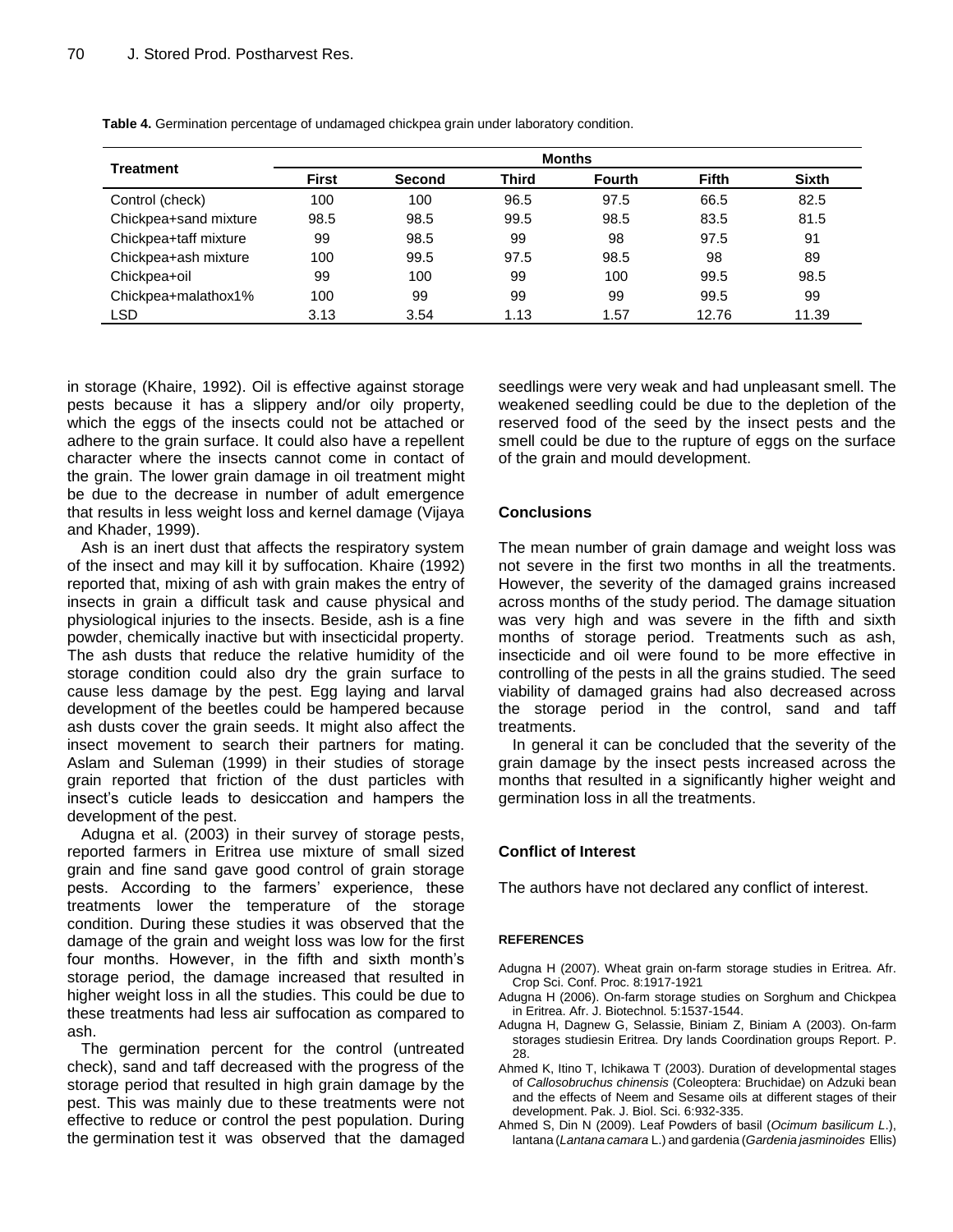**Table 4.** Germination percentage of undamaged chickpea grain under laboratory condition.

| Treatment | Months | | | | | |
|---|---|---|---|---|---|---|
| | First | Second | Third | Fourth | Fifth | Sixth |
| Control (check) | 100 | 100 | 96.5 | 97.5 | 66.5 | 82.5 |
| Chickpea+sand mixture | 98.5 | 98.5 | 99.5 | 98.5 | 83.5 | 81.5 |
| Chickpea+taff mixture | 99 | 98.5 | 99 | 98 | 97.5 | 91 |
| Chickpea+ash mixture | 100 | 99.5 | 97.5 | 98.5 | 98 | 89 |
| Chickpea+oil | 99 | 100 | 99 | 100 | 99.5 | 98.5 |
| Chickpea+malathox1% | 100 | 99 | 99 | 99 | 99.5 | 99 |
| LSD | 3.13 | 3.54 | 1.13 | 1.57 | 12.76 | 11.39 |

in storage (Khaire, 1992). Oil is effective against storage pests because it has a slippery and/or oily property, which the eggs of the insects could not be attached or adhere to the grain surface. It could also have a repellent character where the insects cannot come in contact of the grain. The lower grain damage in oil treatment might be due to the decrease in number of adult emergence that results in less weight loss and kernel damage (Vijaya and Khader, 1999).

Ash is an inert dust that affects the respiratory system of the insect and may kill it by suffocation. Khaire (1992) reported that, mixing of ash with grain makes the entry of insects in grain a difficult task and cause physical and physiological injuries to the insects. Beside, ash is a fine powder, chemically inactive but with insecticidal property. The ash dusts that reduce the relative humidity of the storage condition could also dry the grain surface to cause less damage by the pest. Egg laying and larval development of the beetles could be hampered because ash dusts cover the grain seeds. It might also affect the insect movement to search their partners for mating. Aslam and Suleman (1999) in their studies of storage grain reported that friction of the dust particles with insect's cuticle leads to desiccation and hampers the development of the pest.

Adugna et al. (2003) in their survey of storage pests, reported farmers in Eritrea use mixture of small sized grain and fine sand gave good control of grain storage pests. According to the farmers' experience, these treatments lower the temperature of the storage condition. During these studies it was observed that the damage of the grain and weight loss was low for the first four months. However, in the fifth and sixth month's storage period, the damage increased that resulted in higher weight loss in all the studies. This could be due to these treatments had less air suffocation as compared to ash.

The germination percent for the control (untreated check), sand and taff decreased with the progress of the storage period that resulted in high grain damage by the pest. This was mainly due to these treatments were not effective to reduce or control the pest population. During the germination test it was observed that the damaged seedlings were very weak and had unpleasant smell. The weakened seedling could be due to the depletion of the reserved food of the seed by the insect pests and the smell could be due to the rupture of eggs on the surface of the grain and mould development.

## Conclusions

The mean number of grain damage and weight loss was not severe in the first two months in all the treatments. However, the severity of the damaged grains increased across months of the study period. The damage situation was very high and was severe in the fifth and sixth months of storage period. Treatments such as ash, insecticide and oil were found to be more effective in controlling of the pests in all the grains studied. The seed viability of damaged grains had also decreased across the storage period in the control, sand and taff treatments.

In general it can be concluded that the severity of the grain damage by the insect pests increased across the months that resulted in a significantly higher weight and germination loss in all the treatments.

## Conflict of Interest

The authors have not declared any conflict of interest.

### REFERENCES

Adugna H (2007). Wheat grain on-farm storage studies in Eritrea. Afr. Crop Sci. Conf. Proc. 8:1917-1921

Adugna H (2006). On-farm storage studies on Sorghum and Chickpea in Eritrea. Afr. J. Biotechnol. 5:1537-1544.

Adugna H, Dagnew G, Selassie, Biniam Z, Biniam A (2003). On-farm storages studiesin Eritrea. Dry lands Coordination groups Report. P. 28.

Ahmed K, Itino T, Ichikawa T (2003). Duration of developmental stages of *Callosobruchus chinensis* (Coleoptera: Bruchidae) on Adzuki bean and the effects of Neem and Sesame oils at different stages of their development. Pak. J. Biol. Sci. 6:932-335.

Ahmed S, Din N (2009). Leaf Powders of basil (*Ocimum basilicum L.*), lantana (*Lantana camara* L.) and gardenia (*Gardenia jasminoides* Ellis)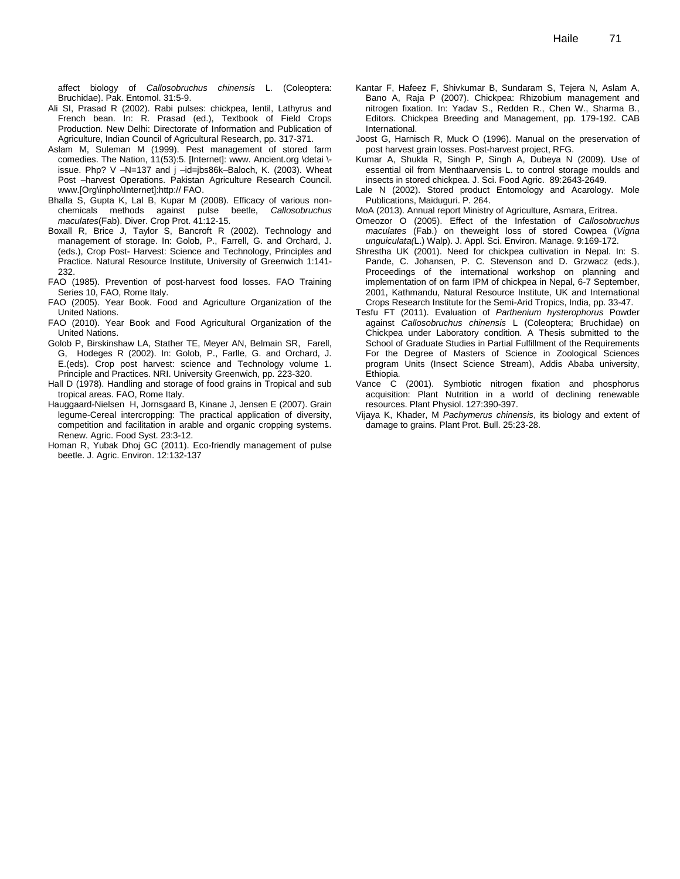affect biology of *Callosobruchus chinensis* L. (Coleoptera: Bruchidae). Pak. Entomol. 31:5-9.

Ali SI, Prasad R (2002). Rabi pulses: chickpea, lentil, Lathyrus and French bean. In: R. Prasad (ed.), Textbook of Field Crops Production. New Delhi: Directorate of Information and Publication of Agriculture, Indian Council of Agricultural Research, pp. 317-371.

Aslam M, Suleman M (1999). Pest management of stored farm comedies. The Nation, 11(53):5. [Internet]: www. Ancient.org \detai \- issue. Php? V –N=137 and j –id=jbs86k–Baloch, K. (2003). Wheat Post –harvest Operations. Pakistan Agriculture Research Council. www.[Org\inpho\Internet]:http:// FAO.

Bhalla S, Gupta K, Lal B, Kupar M (2008). Efficacy of various non-chemicals methods against pulse beetle, *Callosobruchus maculates*(Fab). Diver. Crop Prot. 41:12-15.

Boxall R, Brice J, Taylor S, Bancroft R (2002). Technology and management of storage. In: Golob, P., Farrell, G. and Orchard, J. (eds.), Crop Post- Harvest: Science and Technology, Principles and Practice. Natural Resource Institute, University of Greenwich 1:141-232.

FAO (1985). Prevention of post-harvest food losses. FAO Training Series 10, FAO, Rome Italy.

FAO (2005). Year Book. Food and Agriculture Organization of the United Nations.

FAO (2010). Year Book and Food Agricultural Organization of the United Nations.

Golob P, Birskinshaw LA, Stather TE, Meyer AN, Belmain SR, Farell, G, Hodeges R (2002). In: Golob, P., Farlle, G. and Orchard, J. E.(eds). Crop post harvest: science and Technology volume 1. Principle and Practices. NRI. University Greenwich, pp. 223-320.

Hall D (1978). Handling and storage of food grains in Tropical and sub tropical areas. FAO, Rome Italy.

Hauggaard-Nielsen H, Jornsgaard B, Kinane J, Jensen E (2007). Grain legume-Cereal intercropping: The practical application of diversity, competition and facilitation in arable and organic cropping systems. Renew. Agric. Food Syst. 23:3-12.

Homan R, Yubak Dhoj GC (2011). Eco-friendly management of pulse beetle. J. Agric. Environ. 12:132-137

Kantar F, Hafeez F, Shivkumar B, Sundaram S, Tejera N, Aslam A, Bano A, Raja P (2007). Chickpea: Rhizobium management and nitrogen fixation. In: Yadav S., Redden R., Chen W., Sharma B., Editors. Chickpea Breeding and Management, pp. 179-192. CAB International.

Joost G, Harnisch R, Muck O (1996). Manual on the preservation of post harvest grain losses. Post-harvest project, RFG.

Kumar A, Shukla R, Singh P, Singh A, Dubeya N (2009). Use of essential oil from Menthaarvensis L. to control storage moulds and insects in stored chickpea. J. Sci. Food Agric. 89:2643-2649.

Lale N (2002). Stored product Entomology and Acarology. Mole Publications, Maiduguri. P. 264.

MoA (2013). Annual report Ministry of Agriculture, Asmara, Eritrea.

Omeozor O (2005). Effect of the Infestation of *Callosobruchus maculates* (Fab.) on theweight loss of stored Cowpea (*Vigna unguiculata(*L.) Walp). J. Appl. Sci. Environ. Manage. 9:169-172.

Shrestha UK (2001). Need for chickpea cultivation in Nepal. In: S. Pande, C. Johansen, P. C. Stevenson and D. Grzwacz (eds.), Proceedings of the international workshop on planning and implementation of on farm IPM of chickpea in Nepal, 6-7 September, 2001, Kathmandu, Natural Resource Institute, UK and International Crops Research Institute for the Semi-Arid Tropics, India, pp. 33-47.

Tesfu FT (2011). Evaluation of *Parthenium hysterophorus* Powder against *Callosobruchus chinensis* L (Coleoptera; Bruchidae) on Chickpea under Laboratory condition. A Thesis submitted to the School of Graduate Studies in Partial Fulfillment of the Requirements For the Degree of Masters of Science in Zoological Sciences program Units (Insect Science Stream), Addis Ababa university, Ethiopia.

Vance C (2001). Symbiotic nitrogen fixation and phosphorus acquisition: Plant Nutrition in a world of declining renewable resources. Plant Physiol. 127:390-397.

Vijaya K, Khader, M *Pachymerus chinensis*, its biology and extent of damage to grains. Plant Prot. Bull. 25:23-28.